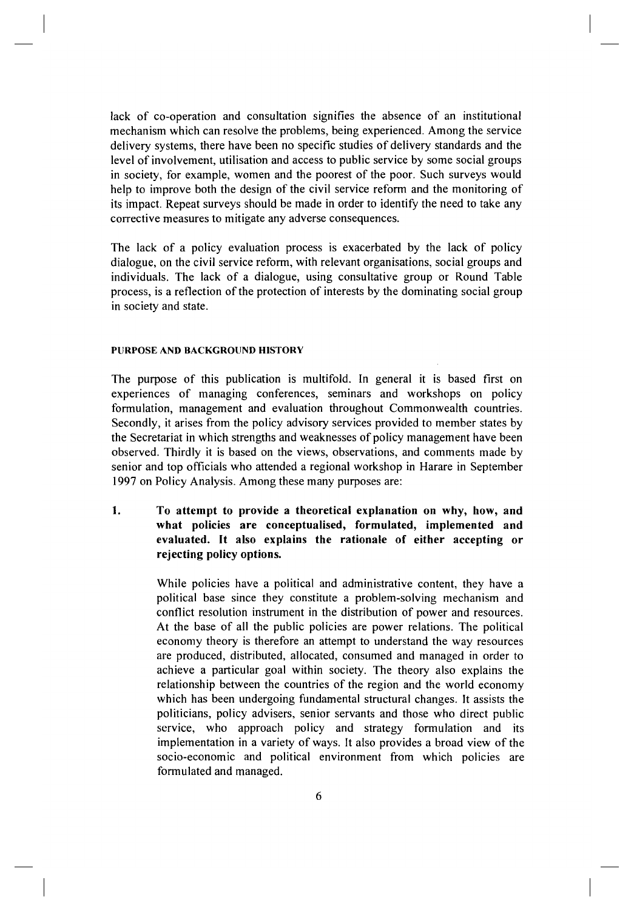lack of co-operation and consultation signifies the absence of an institutional mechanism which can resolve the problems, being experienced. Among the service delivery systems, there have been no specific studies of delivery standards and the level of involvement, utilisation and access to public service by some social groups in society, for example, women and the poorest of the poor. Such surveys would help to improve both the design of the civil service reform and the monitoring of its impact. Repeat surveys should be made in order to identify the need to take any corrective measures to mitigate any adverse consequences.

The lack of a policy evaluation process is exacerbated by the lack of policy dialogue, on the civil service reform, with relevant organisations, social groups and individuals. The lack of a dialogue, using consultative group or Round Table process, is a reflection of the protection of interests by the dominating social group in society and state.

#### PURPOSE AND BACKGROUND HISTORY

The purpose of this publication is multifold. In general it is based first on experiences of managing conferences, seminars and workshops on policy formulation, management and evaluation throughout Commonwealth countries. Secondly, it arises from the policy advisory services provided to member states by the Secretariat in which strengths and weaknesses of policy management have been observed. Thirdly it is based on the views, observations, and comments made by senior and top officials who attended a regional workshop in Harare in September 1997 on Policy Analysis. Among these many purposes are:

1. **To attempt to provide a theoretical explanation on why, how, and what policies are conceptualised, formulated, implemented and evaluated. It also explains the rationale of either accepting or rejecting policy options.**

   While policies have a political and administrative content, they have a political base since they constitute a problem-solving mechanism and conflict resolution instrument in the distribution of power and resources. At the base of all the public policies are power relations. The political economy theory is therefore an attempt to understand the way resources are produced, distributed, allocated, consumed and managed in order to achieve a particular goal within society. The theory also explains the relationship between the countries of the region and the world economy which has been undergoing fundamental structural changes. It assists the politicians, policy advisers, senior servants and those who direct public service, who approach policy and strategy formulation and its implementation in a variety of ways. It also provides a broad view of the socio-economic and political environment from which policies are formulated and managed.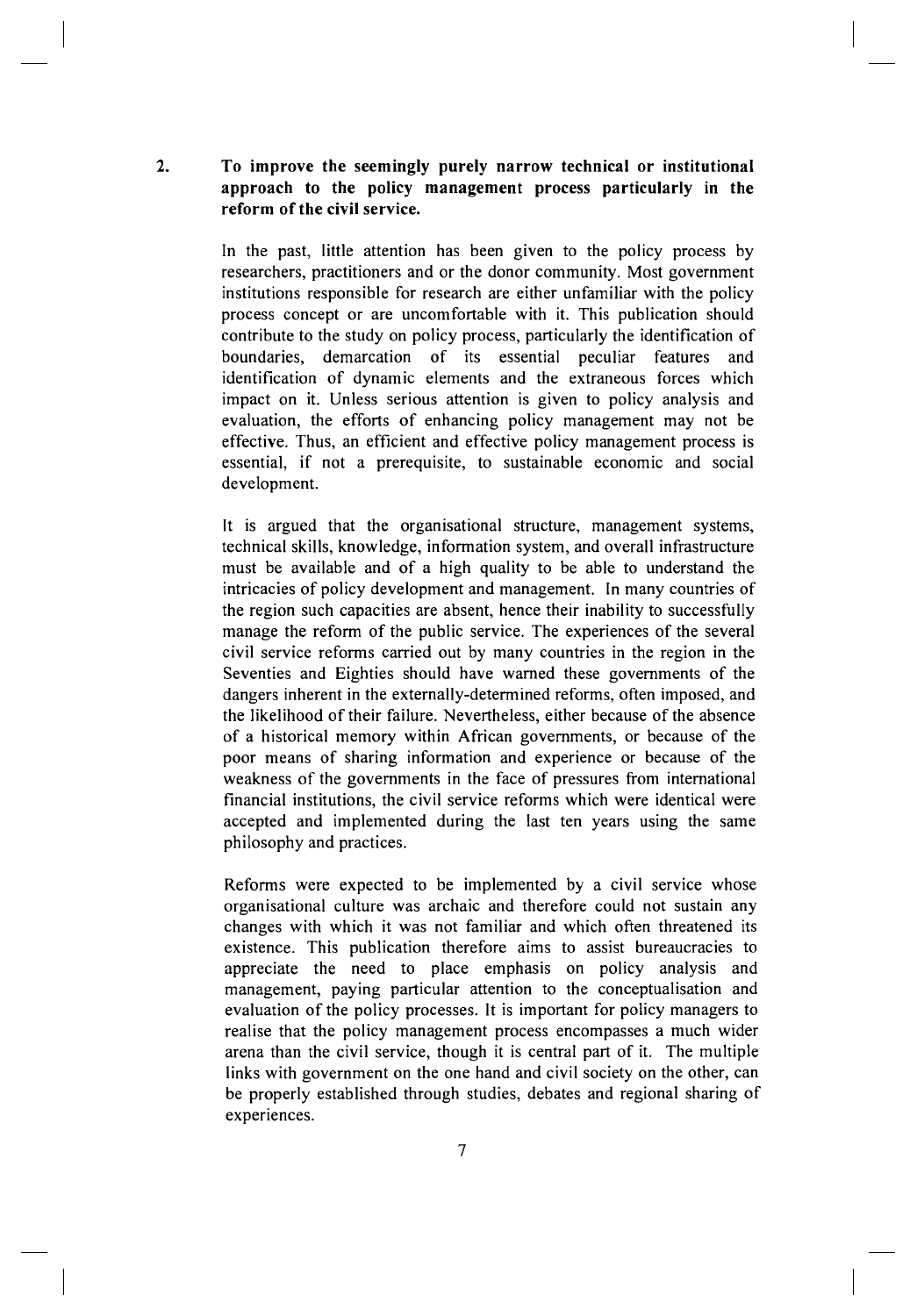2. **To improve the seemingly purely narrow technical or institutional approach to the policy management process particularly in the reform of the civil service.**

In the past, little attention has been given to the policy process by researchers, practitioners and or the donor community. Most government institutions responsible for research are either unfamiliar with the policy process concept or are uncomfortable with it. This publication should contribute to the study on policy process, particularly the identification of boundaries, demarcation of its essential peculiar features and identification of dynamic elements and the extraneous forces which impact on it. Unless serious attention is given to policy analysis and evaluation, the efforts of enhancing policy management may not be effective. Thus, an efficient and effective policy management process is essential, if not a prerequisite, to sustainable economic and social development.

It is argued that the organisational structure, management systems, technical skills, knowledge, information system, and overall infrastructure must be available and of a high quality to be able to understand the intricacies of policy development and management. In many countries of the region such capacities are absent, hence their inability to successfully manage the reform of the public service. The experiences of the several civil service reforms carried out by many countries in the region in the Seventies and Eighties should have warned these governments of the dangers inherent in the externally-determined reforms, often imposed, and the likelihood of their failure. Nevertheless, either because of the absence of a historical memory within African governments, or because of the poor means of sharing information and experience or because of the weakness of the governments in the face of pressures from international financial institutions, the civil service reforms which were identical were accepted and implemented during the last ten years using the same philosophy and practices.

Reforms were expected to be implemented by a civil service whose organisational culture was archaic and therefore could not sustain any changes with which it was not familiar and which often threatened its existence. This publication therefore aims to assist bureaucracies to appreciate the need to place emphasis on policy analysis and management, paying particular attention to the conceptualisation and evaluation of the policy processes. It is important for policy managers to realise that the policy management process encompasses a much wider arena than the civil service, though it is central part of it. The multiple links with government on the one hand and civil society on the other, can be properly established through studies, debates and regional sharing of experiences.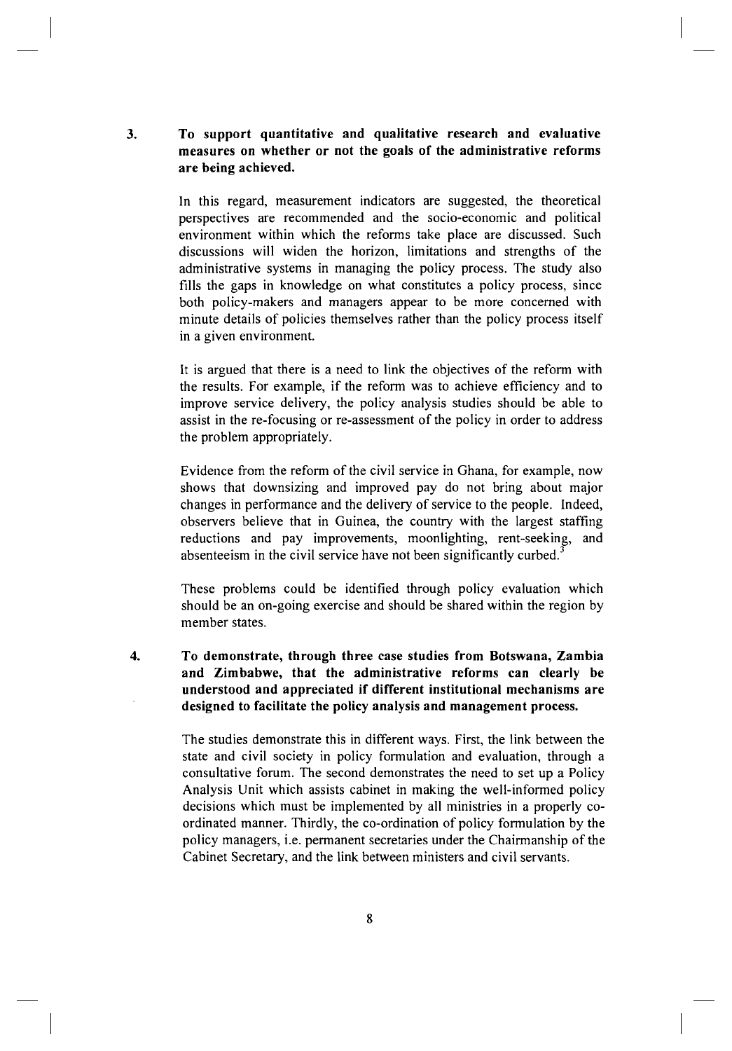3. **To support quantitative and qualitative research and evaluative measures on whether or not the goals of the administrative reforms are being achieved.**

   In this regard, measurement indicators are suggested, the theoretical perspectives are recommended and the socio-economic and political environment within which the reforms take place are discussed. Such discussions will widen the horizon, limitations and strengths of the administrative systems in managing the policy process. The study also fills the gaps in knowledge on what constitutes a policy process, since both policy-makers and managers appear to be more concerned with minute details of policies themselves rather than the policy process itself in a given environment.

   It is argued that there is a need to link the objectives of the reform with the results. For example, if the reform was to achieve efficiency and to improve service delivery, the policy analysis studies should be able to assist in the re-focusing or re-assessment of the policy in order to address the problem appropriately.

   Evidence from the reform of the civil service in Ghana, for example, now shows that downsizing and improved pay do not bring about major changes in performance and the delivery of service to the people. Indeed, observers believe that in Guinea, the country with the largest staffing reductions and pay improvements, moonlighting, rent-seeking, and absenteeism in the civil service have not been significantly curbed.[3]

   These problems could be identified through policy evaluation which should be an on-going exercise and should be shared within the region by member states.

4. **To demonstrate, through three case studies from Botswana, Zambia and Zimbabwe, that the administrative reforms can clearly be understood and appreciated if different institutional mechanisms are designed to facilitate the policy analysis and management process.**

   The studies demonstrate this in different ways. First, the link between the state and civil society in policy formulation and evaluation, through a consultative forum. The second demonstrates the need to set up a Policy Analysis Unit which assists cabinet in making the well-informed policy decisions which must be implemented by all ministries in a properly co-ordinated manner. Thirdly, the co-ordination of policy formulation by the policy managers, i.e. permanent secretaries under the Chairmanship of the Cabinet Secretary, and the link between ministers and civil servants.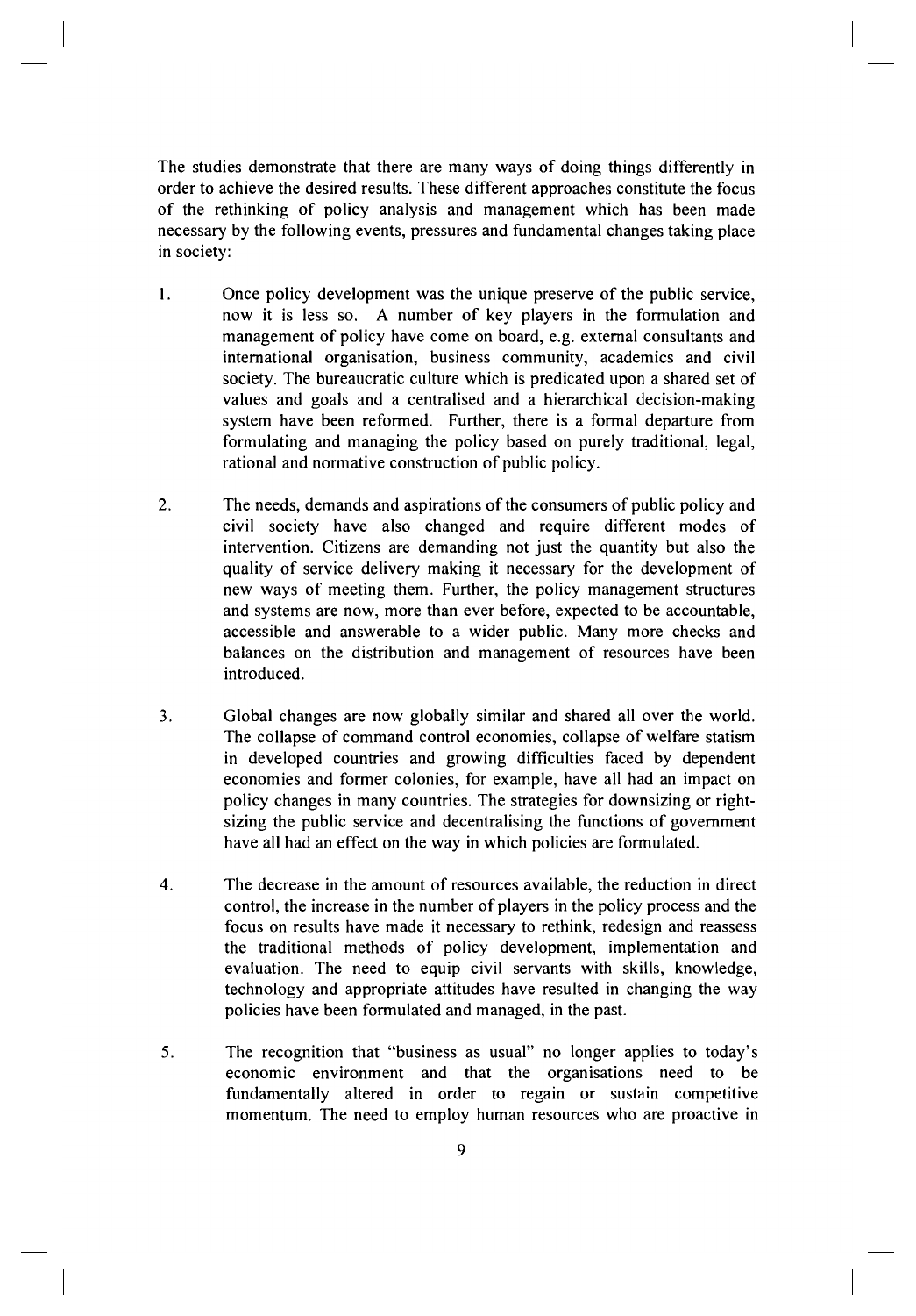The studies demonstrate that there are many ways of doing things differently in order to achieve the desired results. These different approaches constitute the focus of the rethinking of policy analysis and management which has been made necessary by the following events, pressures and fundamental changes taking place in society:

1. Once policy development was the unique preserve of the public service, now it is less so. A number of key players in the formulation and management of policy have come on board, e.g. external consultants and international organisation, business community, academics and civil society. The bureaucratic culture which is predicated upon a shared set of values and goals and a centralised and a hierarchical decision-making system have been reformed. Further, there is a formal departure from formulating and managing the policy based on purely traditional, legal, rational and normative construction of public policy.

2. The needs, demands and aspirations of the consumers of public policy and civil society have also changed and require different modes of intervention. Citizens are demanding not just the quantity but also the quality of service delivery making it necessary for the development of new ways of meeting them. Further, the policy management structures and systems are now, more than ever before, expected to be accountable, accessible and answerable to a wider public. Many more checks and balances on the distribution and management of resources have been introduced.

3. Global changes are now globally similar and shared all over the world. The collapse of command control economies, collapse of welfare statism in developed countries and growing difficulties faced by dependent economies and former colonies, for example, have all had an impact on policy changes in many countries. The strategies for downsizing or right-sizing the public service and decentralising the functions of government have all had an effect on the way in which policies are formulated.

4. The decrease in the amount of resources available, the reduction in direct control, the increase in the number of players in the policy process and the focus on results have made it necessary to rethink, redesign and reassess the traditional methods of policy development, implementation and evaluation. The need to equip civil servants with skills, knowledge, technology and appropriate attitudes have resulted in changing the way policies have been formulated and managed, in the past.

5. The recognition that "business as usual" no longer applies to today's economic environment and that the organisations need to be fundamentally altered in order to regain or sustain competitive momentum. The need to employ human resources who are proactive in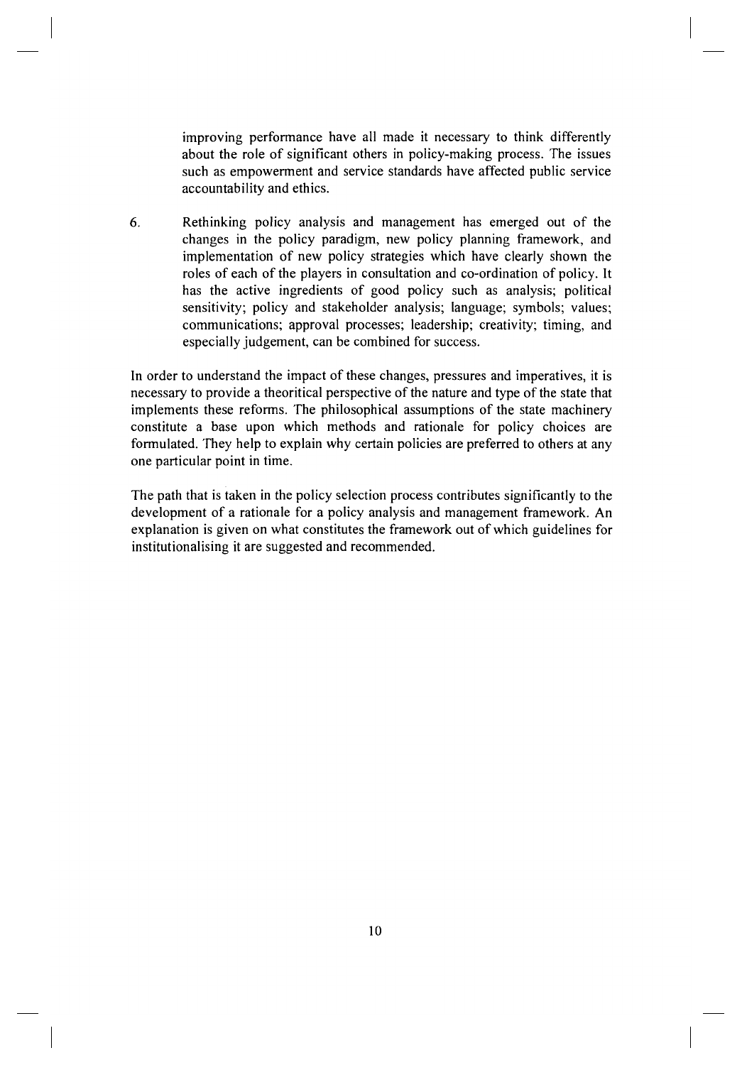improving performance have all made it necessary to think differently about the role of significant others in policy-making process. The issues such as empowerment and service standards have affected public service accountability and ethics.

6. Rethinking policy analysis and management has emerged out of the changes in the policy paradigm, new policy planning framework, and implementation of new policy strategies which have clearly shown the roles of each of the players in consultation and co-ordination of policy. It has the active ingredients of good policy such as analysis; political sensitivity; policy and stakeholder analysis; language; symbols; values; communications; approval processes; leadership; creativity; timing, and especially judgement, can be combined for success.

In order to understand the impact of these changes, pressures and imperatives, it is necessary to provide a theoritical perspective of the nature and type of the state that implements these reforms. The philosophical assumptions of the state machinery constitute a base upon which methods and rationale for policy choices are formulated. They help to explain why certain policies are preferred to others at any one particular point in time.

The path that is taken in the policy selection process contributes significantly to the development of a rationale for a policy analysis and management framework. An explanation is given on what constitutes the framework out of which guidelines for institutionalising it are suggested and recommended.